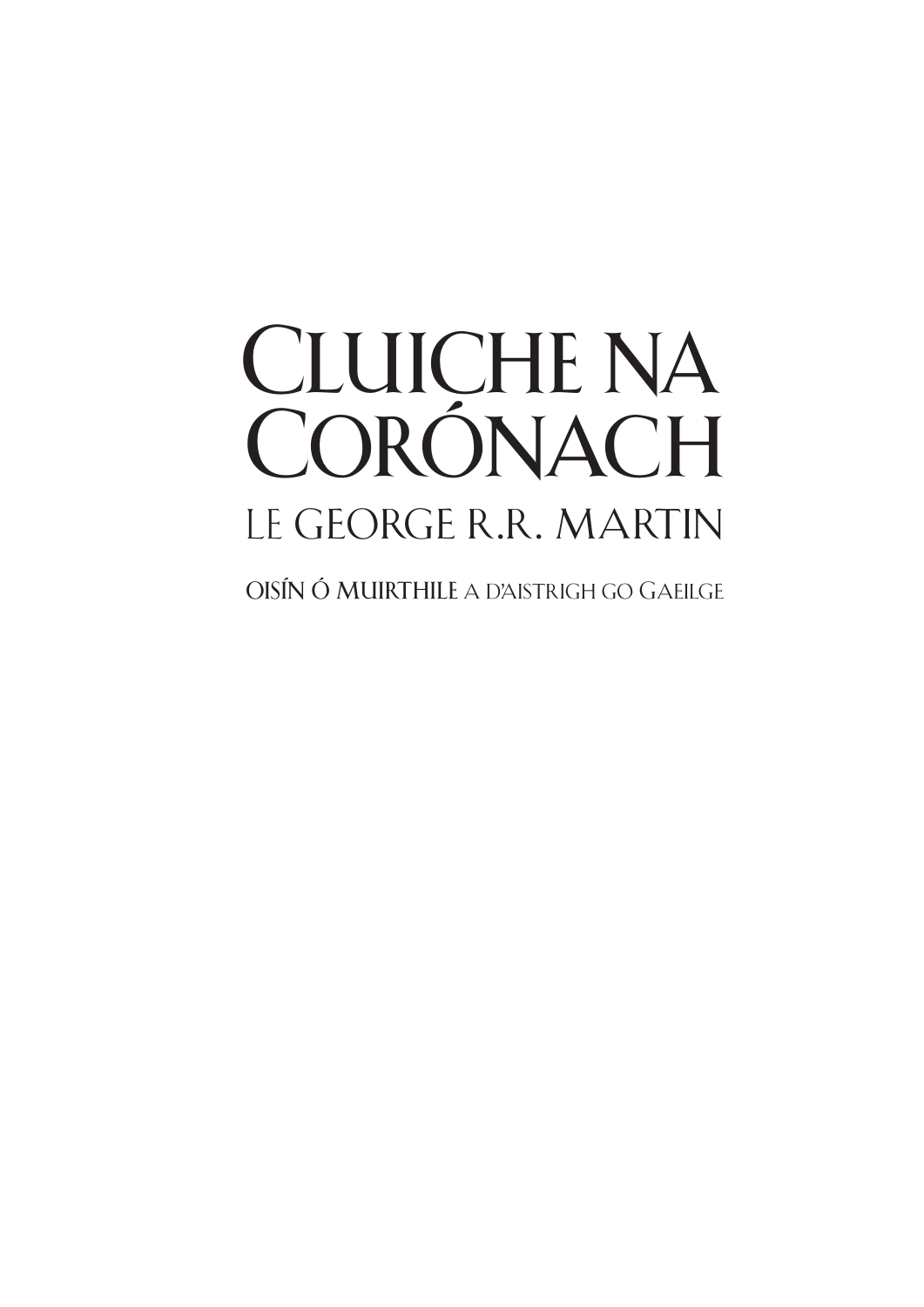# Cluiche na Corónach

## le George R.R. Martin

**Oisín Ó Muirthile** a d'aistrigh go Gaeilge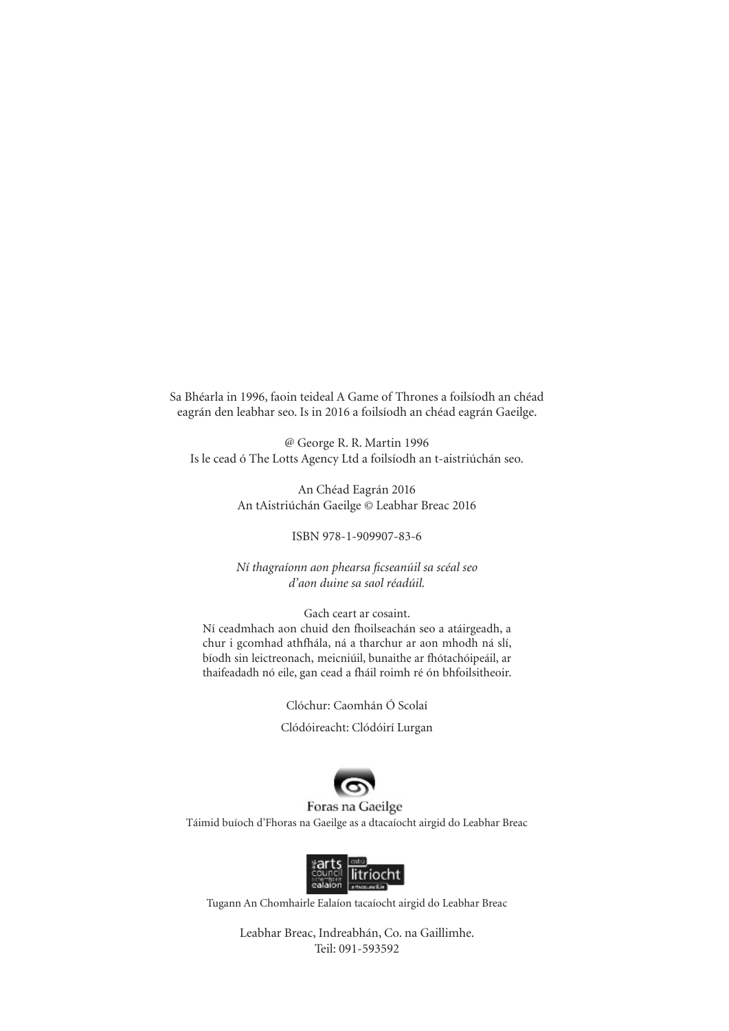Sa Bhéarla in 1996, faoin teideal A Game of Thrones a foilsíodh an chéad eagrán den leabhar seo. Is in 2016 a foilsíodh an chéad eagrán Gaeilge.

@ George R. R. Martin 1996
Is le cead ó The Lotts Agency Ltd a foilsíodh an t-aistriúchán seo.

An Chéad Eagrán 2016
An tAistriúchán Gaeilge © Leabhar Breac 2016

ISBN 978-1-909907-83-6

*Ní thagraíonn aon phearsa ficseanúil sa scéal seo d'aon duine sa saol réadúil.*

Gach ceart ar cosaint.
Ní ceadmhach aon chuid den fhoilseachán seo a atáirgeadh, a chur i gcomhad athfhála, ná a tharchur ar aon mhodh ná slí, bíodh sin leictreonach, meicniúil, bunaithe ar fhótachóipeáil, ar thaifeadadh nó eile, gan cead a fháil roimh ré ón bhfoilsitheoir.

Clóchur: Caomhán Ó Scolaí

Clódóireacht: Clódóirí Lurgan

Foras na Gaeilge

Táimid buíoch d'Fhoras na Gaeilge as a dtacaíocht airgid do Leabhar Breac

Tugann An Chomhairle Ealaíon tacaíocht airgid do Leabhar Breac

Leabhar Breac, Indreabhán, Co. na Gaillimhe.
Teil: 091-593592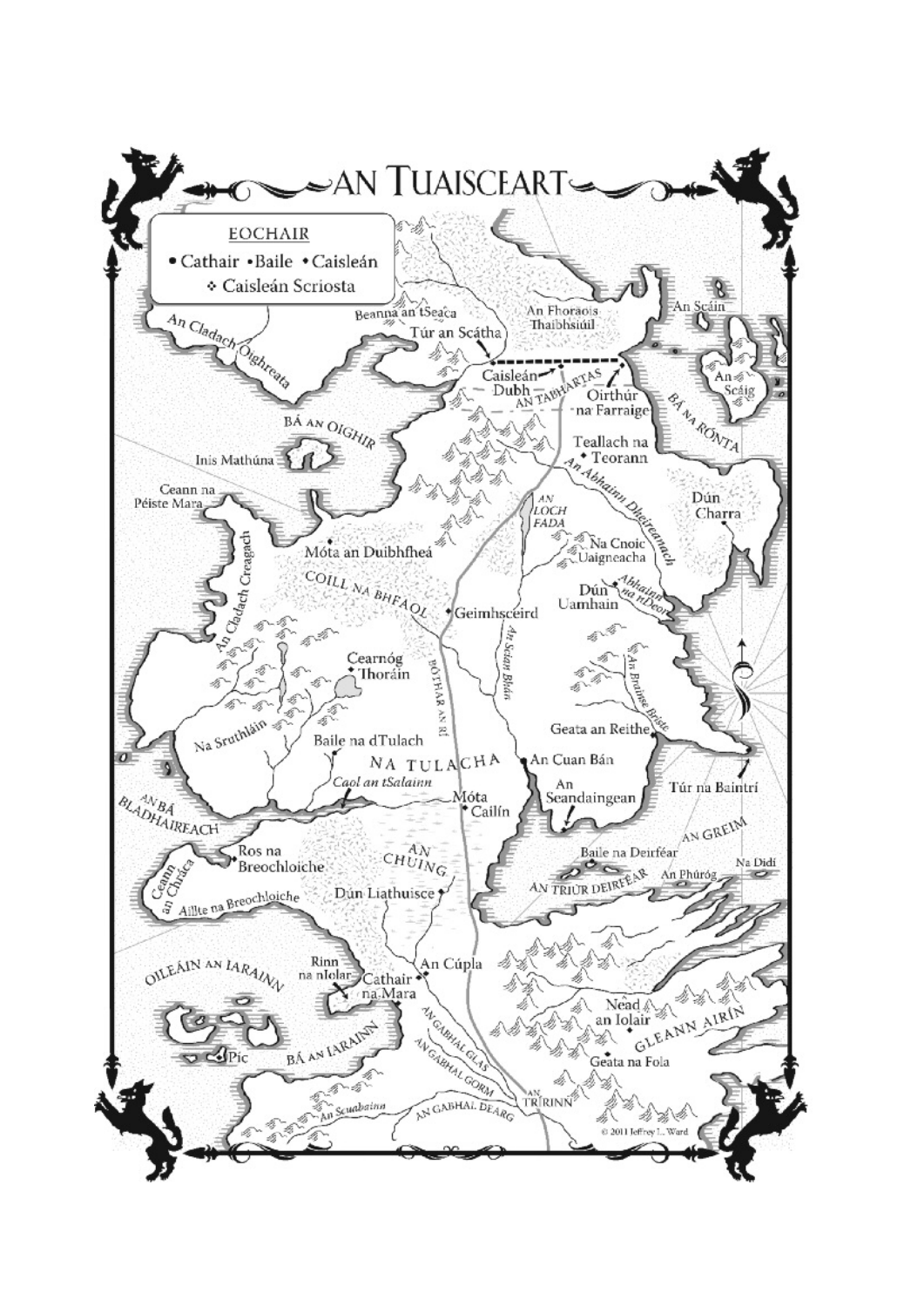# AN TUAISCEART

EOCHAIR

- Cathair • Baile • Caisleán
- Caisleán Scriosta

An Cladach Oighreata

Beanna an tSeaca

Túr an Scátha

An Fhoraois Thaibhsiúil

An Scáin

Caisleán Dubh

AN TABHARTAS

Oirthúr na Farraige

An Scáig

BÁ NA RÓNTA

BÁ AN OIGHIR

Inis Mathúna

Teallach na Teorann

An Abhainn Dheireanach

Ceann na Péiste Mara

AN LOCH FADA

Na Cnoic Uaigneacha

Dún Charra

An Cladach Creagach

Móta an Duibhfhea

COILL NA BHFAOL

Geimhsceird

Dún Uamhain

Abhainn na nDeor

An Sciath Bhán

Cearnóg Thoráin

BÓTHAR AN RÍ

An Brainse Briste

Na Sruthláin

Geata an Reithe

Baile na dTulach

NA TULACHA

An Cuan Bán

Caol an tSalainn

An Seandaingean

Túr na Baintrí

AN BÁ BLADHAIREACH

Móta Cailín

AN GREIM

Ros na Breochloiche

AN CHUING

Baile na Deirféar

Na Didí

Ceann an Chrúca

Aillte na Breochloiche

An Phúróg

AN TRIÚR DEIRFÉAR

Dún Liathuisce

OILEÁIN AN IARAINN

Rinn na nIolar

An Cúpla

Cathair na Mara

Nead an Iolair

GLEANN AIRÍN

Pic

BÁ AN IARAINN

AN GABHAL GLAS

Geata na Fola

AN GABHAL GORM

An Scuabainn

AN GABHAL DEARG

AN TRÍRINN

© 2011 Jeffrey L. Ward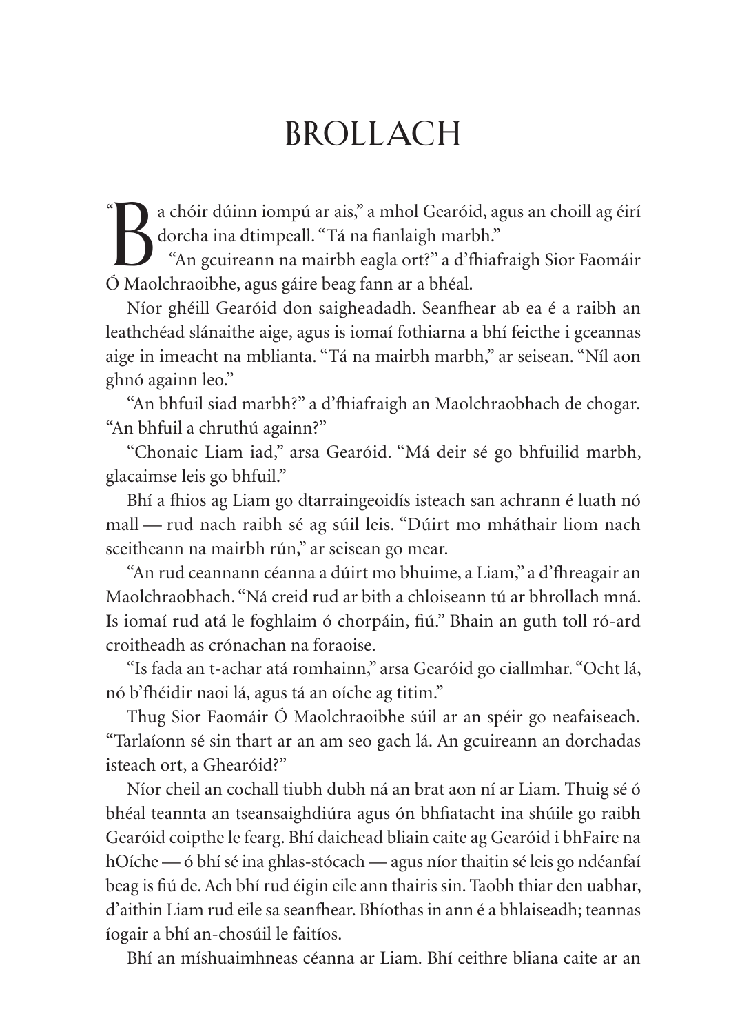# BROLLACH

"Ba chóir dúinn iompú ar ais," a mhol Gearóid, agus an choill ag éirí dorcha ina dtimpeall. "Tá na fianlaigh marbh."

"An gcuireann na mairbh eagla ort?" a d'fhiafraigh Sior Faomáir Ó Maolchraoibhe, agus gáire beag fann ar a bhéal.

Níor ghéill Gearóid don saigheadadh. Seanfhear ab ea é a raibh an leathchéad slánaithe aige, agus is iomaí fothiarna a bhí feicthe i gceannas aige in imeacht na mblianta. "Tá na mairbh marbh," ar seisean. "Níl aon ghnó againn leo."

"An bhfuil siad marbh?" a d'fhiafraigh an Maolchraobhach de chogar. "An bhfuil a chruthú againn?"

"Chonaic Liam iad," arsa Gearóid. "Má deir sé go bhfuilid marbh, glacaimse leis go bhfuil."

Bhí a fhios ag Liam go dtarraingeoidís isteach san achrann é luath nó mall — rud nach raibh sé ag súil leis. "Dúirt mo mháthair liom nach sceitheann na mairbh rún," ar seisean go mear.

"An rud ceannann céanna a dúirt mo bhuime, a Liam," a d'fhreagair an Maolchraobhach. "Ná creid rud ar bith a chloiseann tú ar bhrollach mná. Is iomaí rud atá le foghlaim ó chorpáin, fiú." Bhain an guth toll ró-ard croitheadh as crónachan na foraoise.

"Is fada an t-achar atá romhainn," arsa Gearóid go ciallmhar. "Ocht lá, nó b'fhéidir naoi lá, agus tá an oíche ag titim."

Thug Sior Faomáir Ó Maolchraoibhe súil ar an spéir go neafaiseach. "Tarlaíonn sé sin thart ar an am seo gach lá. An gcuireann an dorchadas isteach ort, a Ghearóid?"

Níor cheil an cochall tiubh dubh ná an brat aon ní ar Liam. Thuig sé ó bhéal teannta an tseansaighdiúra agus ón bhfiatacht ina shúile go raibh Gearóid coipthe le fearg. Bhí daichead bliain caite ag Gearóid i bhFaire na hOíche — ó bhí sé ina ghlas-stócach — agus níor thaitin sé leis go ndéanfaí beag is fiú de. Ach bhí rud éigin eile ann thairis sin. Taobh thiar den uabhar, d'aithin Liam rud eile sa seanfhear. Bhíothas in ann é a bhlaiseadh; teannas íogair a bhí an-chosúil le faitíos.

Bhí an míshuaimhneas céanna ar Liam. Bhí ceithre bliana caite ar an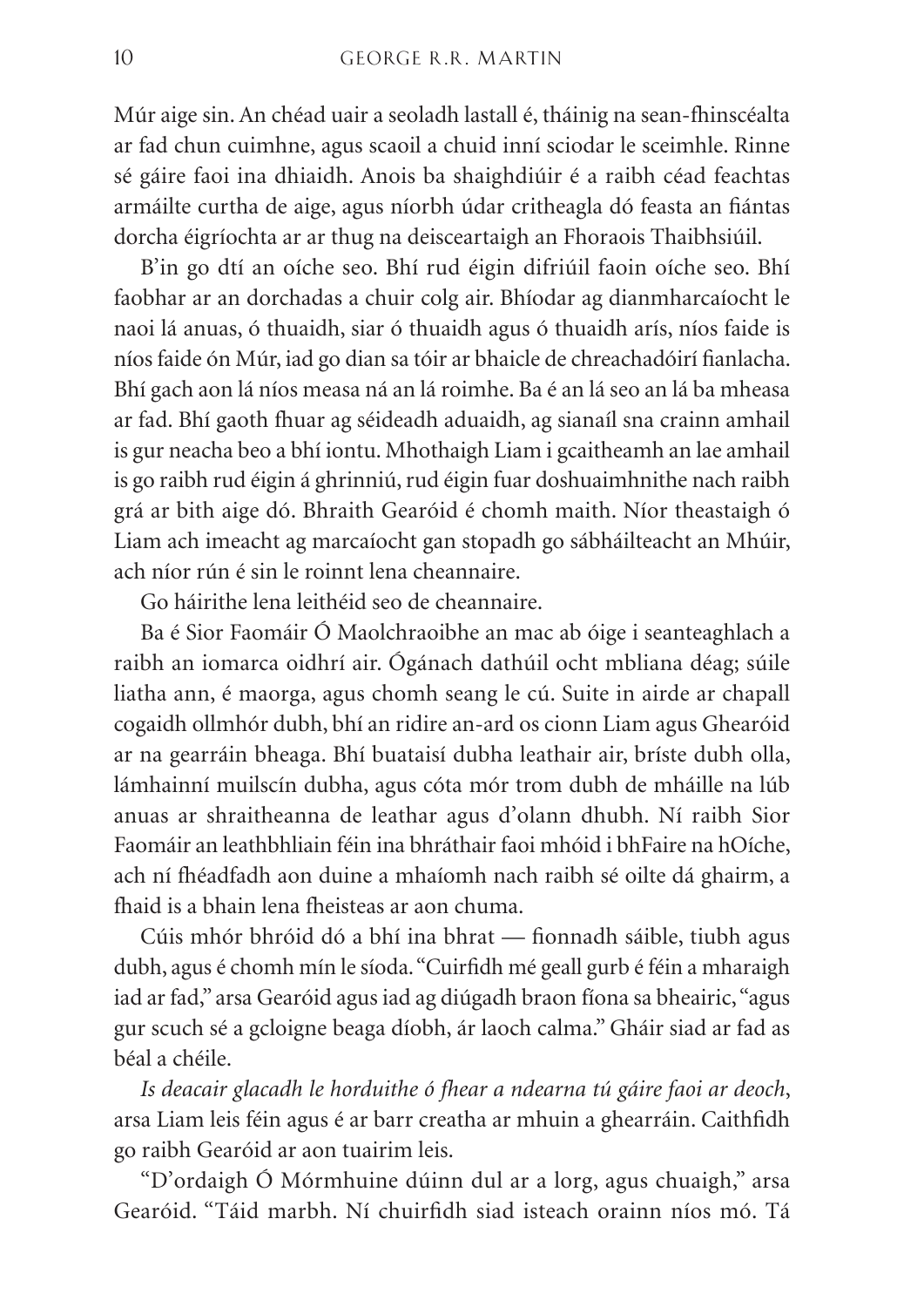Múr aige sin. An chéad uair a seoladh lastall é, tháinig na sean-fhinscéalta ar fad chun cuimhne, agus scaoil a chuid inní sciodar le sceimhle. Rinne sé gáire faoi ina dhiaidh. Anois ba shaighdiúir é a raibh céad feachtas armáilte curtha de aige, agus níorbh údar critheagla dó feasta an fiántas dorcha éigríochta ar ar thug na deisceartaigh an Fhoraois Thaibhsiúil.

B'in go dtí an oíche seo. Bhí rud éigin difriúil faoin oíche seo. Bhí faobhar ar an dorchadas a chuir colg air. Bhíodar ag dianmharcaíocht le naoi lá anuas, ó thuaidh, siar ó thuaidh agus ó thuaidh arís, níos faide is níos faide ón Múr, iad go dian sa tóir ar bhaicle de chreachadóirí fianlacha. Bhí gach aon lá níos measa ná an lá roimhe. Ba é an lá seo an lá ba mheasa ar fad. Bhí gaoth fhuar ag séideadh aduaidh, ag sianaíl sna crainn amhail is gur neacha beo a bhí iontu. Mhothaigh Liam i gcaitheamh an lae amhail is go raibh rud éigin á ghrinniú, rud éigin fuar doshuaimhnithe nach raibh grá ar bith aige dó. Bhraith Gearóid é chomh maith. Níor theastaigh ó Liam ach imeacht ag marcaíocht gan stopadh go sábháilteacht an Mhúir, ach níor rún é sin le roinnt lena cheannaire.

Go háirithe lena leithéid seo de cheannaire.

Ba é Sior Faomáir Ó Maolchraoibhe an mac ab óige i seanteaghlach a raibh an iomarca oidhrí air. Ógánach dathúil ocht mbliana déag; súile liatha ann, é maorga, agus chomh seang le cú. Suite in airde ar chapall cogaidh ollmhór dubh, bhí an ridire an-ard os cionn Liam agus Ghearóid ar na gearráin bheaga. Bhí buataisí dubha leathair air, bríste dubh olla, lámhainní muilscín dubha, agus cóta mór trom dubh de mháille na lúb anuas ar shraitheanna de leathar agus d'olann dhubh. Ní raibh Sior Faomáir an leathbhliain féin ina bhráthair faoi mhóid i bhFaire na hOíche, ach ní fhéadfadh aon duine a mhaíomh nach raibh sé oilte dá ghairm, a fhaid is a bhain lena fheisteas ar aon chuma.

Cúis mhór bhróid dó a bhí ina bhrat — fionnadh sáible, tiubh agus dubh, agus é chomh mín le síoda. "Cuirfidh mé geall gurb é féin a mharaigh iad ar fad," arsa Gearóid agus iad ag diúgadh braon fíona sa bheairic, "agus gur scuch sé a gcloigne beaga díobh, ár laoch calma." Gháir siad ar fad as béal a chéile.

*Is deacair glacadh le horduithe ó fhear a ndearna tú gáire faoi ar deoch*, arsa Liam leis féin agus é ar barr creatha ar mhuin a ghearráin. Caithfidh go raibh Gearóid ar aon tuairim leis.

"D'ordaigh Ó Mórmhuine dúinn dul ar a lorg, agus chuaigh," arsa Gearóid. "Táid marbh. Ní chuirfidh siad isteach orainn níos mó. Tá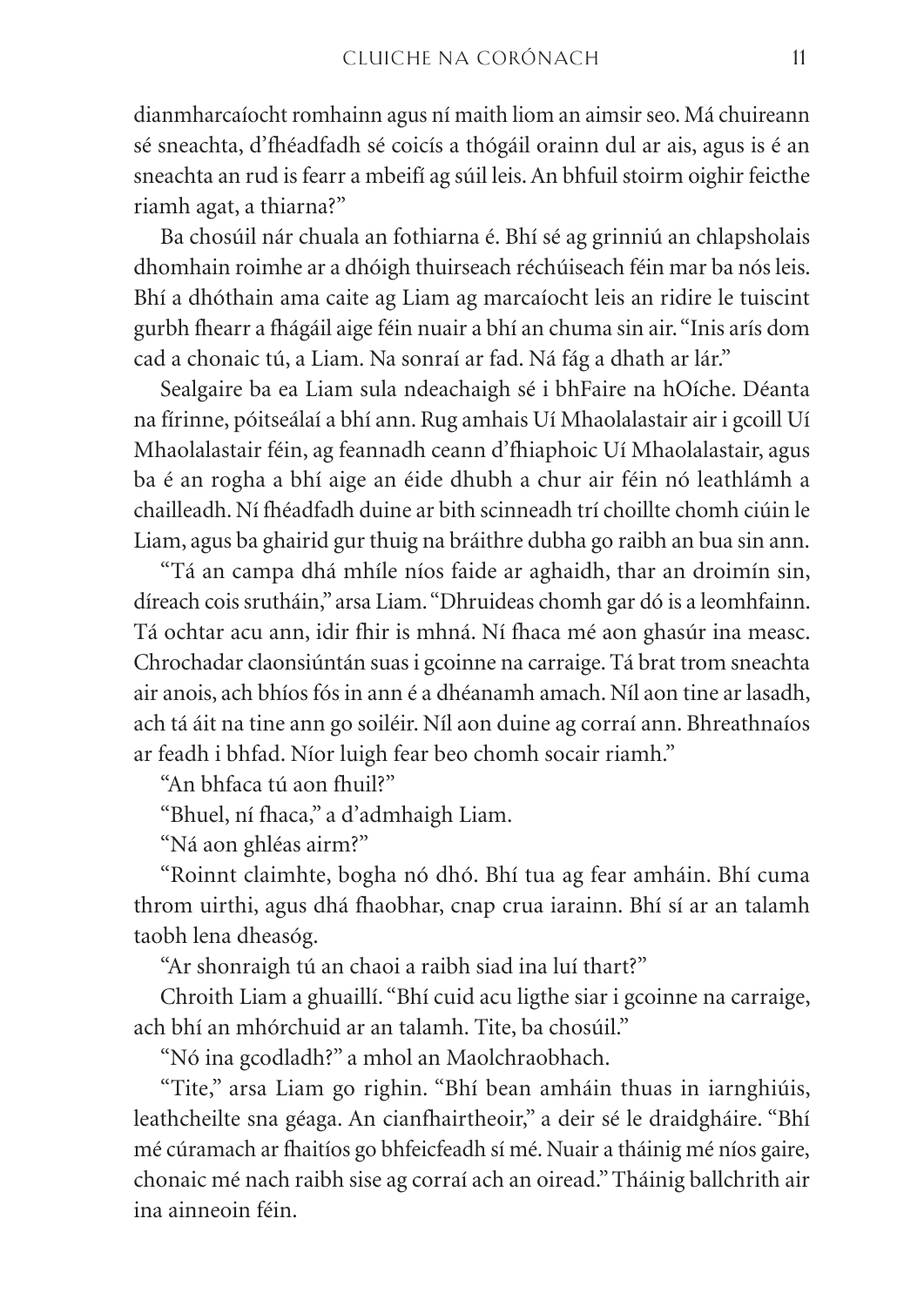dianmharcaíocht romhainn agus ní maith liom an aimsir seo. Má chuireann sé sneachta, d'fhéadfadh sé coicís a thógáil orainn dul ar ais, agus is é an sneachta an rud is fearr a mbeifí ag súil leis. An bhfuil stoirm oighir feicthe riamh agat, a thiarna?"

Ba chosúil nár chuala an fothiarna é. Bhí sé ag grinniú an chlapsholais dhomhain roimhe ar a dhóigh thuirseach réchúiseach féin mar ba nós leis. Bhí a dhóthain ama caite ag Liam ag marcaíocht leis an ridire le tuiscint gurbh fhearr a fhágáil aige féin nuair a bhí an chuma sin air. "Inis arís dom cad a chonaic tú, a Liam. Na sonraí ar fad. Ná fág a dhath ar lár."

Sealgaire ba ea Liam sula ndeachaigh sé i bhFaire na hOíche. Déanta na fírinne, póitseálaí a bhí ann. Rug amhais Uí Mhaolalastair air i gcoill Uí Mhaolalastair féin, ag feannadh ceann d'fhiaphoic Uí Mhaolalastair, agus ba é an rogha a bhí aige an éide dhubh a chur air féin nó leathlámh a chailleadh. Ní fhéadfadh duine ar bith scinneadh trí choillte chomh ciúin le Liam, agus ba ghairid gur thuig na bráithre dubha go raibh an bua sin ann.

"Tá an campa dhá mhíle níos faide ar aghaidh, thar an droimín sin, díreach cois srutháin," arsa Liam. "Dhruideas chomh gar dó is a leomhfainn. Tá ochtar acu ann, idir fhir is mhná. Ní fhaca mé aon ghasúr ina measc. Chrochadar claonsiúntán suas i gcoinne na carraige. Tá brat trom sneachta air anois, ach bhíos fós in ann é a dhéanamh amach. Níl aon tine ar lasadh, ach tá áit na tine ann go soiléir. Níl aon duine ag corraí ann. Bhreathnaíos ar feadh i bhfad. Níor luigh fear beo chomh socair riamh."

"An bhfaca tú aon fhuil?"

"Bhuel, ní fhaca," a d'admhaigh Liam.

"Ná aon ghléas airm?"

"Roinnt claimhte, bogha nó dhó. Bhí tua ag fear amháin. Bhí cuma throm uirthi, agus dhá fhaobhar, cnap crua iarainn. Bhí sí ar an talamh taobh lena dheasóg.

"Ar shonraigh tú an chaoi a raibh siad ina luí thart?"

Chroith Liam a ghuaillí. "Bhí cuid acu ligthe siar i gcoinne na carraige, ach bhí an mhórchuid ar an talamh. Tite, ba chosúil."

"Nó ina gcodladh?" a mhol an Maolchraobhach.

"Tite," arsa Liam go righin. "Bhí bean amháin thuas in iarnghiúis, leathcheilte sna géaga. An cianfhairtheoir," a deir sé le draidgháire. "Bhí mé cúramach ar fhaitíos go bhfeicfeadh sí mé. Nuair a tháinig mé níos gaire, chonaic mé nach raibh sise ag corraí ach an oiread." Tháinig ballchrith air ina ainneoin féin.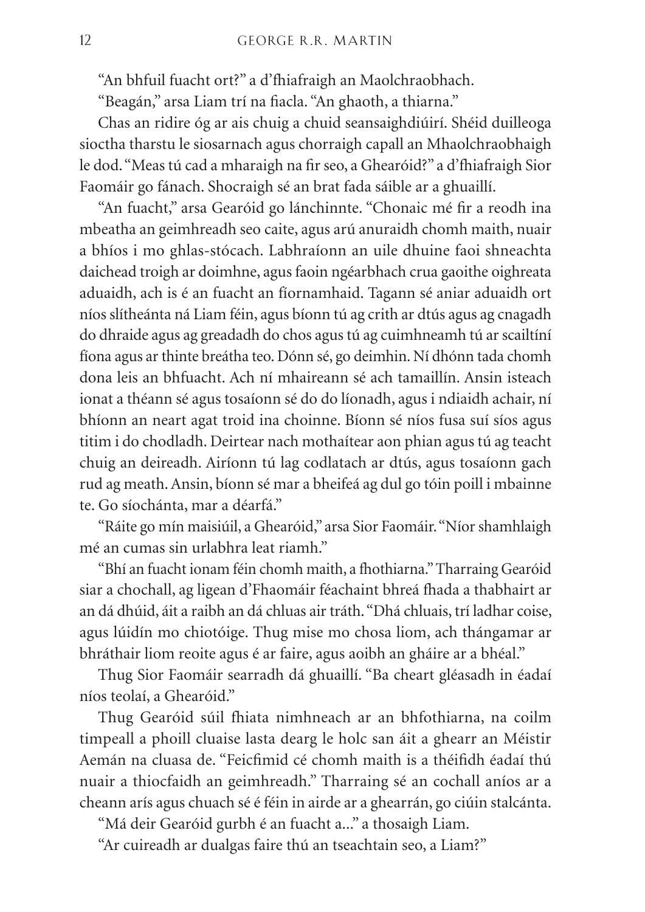"An bhfuil fuacht ort?" a d'fhiafraigh an Maolchraobhach.

"Beagán," arsa Liam trí na fiacla. "An ghaoth, a thiarna."

Chas an ridire óg ar ais chuig a chuid seansaighdiúirí. Shéid duilleoga sioctha tharstu le siosarnach agus chorraigh capall an Mhaolchraobhaigh le dod. "Meas tú cad a mharaigh na fir seo, a Ghearóid?" a d'fhiafraigh Sior Faomáir go fánach. Shocraigh sé an brat fada sáible ar a ghuaillí.

"An fuacht," arsa Gearóid go lánchinnte. "Chonaic mé fir a reodh ina mbeatha an geimhreadh seo caite, agus arú anuraidh chomh maith, nuair a bhíos i mo ghlas-stócach. Labhraíonn an uile dhuine faoi shneachta daichead troigh ar doimhne, agus faoin ngéarbhach crua gaoithe oighreata aduaidh, ach is é an fuacht an fíornamhaid. Tagann sé aniar aduaidh ort níos slítheánta ná Liam féin, agus bíonn tú ag crith ar dtús agus ag cnagadh do dhraide agus ag greadadh do chos agus tú ag cuimhneamh tú ar scailtíní fíona agus ar thinte breátha teo. Dónn sé, go deimhin. Ní dhónn tada chomh dona leis an bhfuacht. Ach ní mhaireann sé ach tamaillín. Ansin isteach ionat a théann sé agus tosaíonn sé do do líonadh, agus i ndiaidh achair, ní bhíonn an neart agat troid ina choinne. Bíonn sé níos fusa suí síos agus titim i do chodladh. Deirtear nach mothaítear aon phian agus tú ag teacht chuig an deireadh. Airíonn tú lag codlatach ar dtús, agus tosaíonn gach rud ag meath. Ansin, bíonn sé mar a bheifeá ag dul go tóin poill i mbainne te. Go síochánta, mar a déarfá."

"Ráite go mín maisiúil, a Ghearóid," arsa Sior Faomáir. "Níor shamhlaigh mé an cumas sin urlabhra leat riamh."

"Bhí an fuacht ionam féin chomh maith, a fhothiarna." Tharraing Gearóid siar a chochall, ag ligean d'Fhaomáir féachaint bhreá fhada a thabhairt ar an dá dhúid, áit a raibh an dá chluas air tráth. "Dhá chluais, trí ladhar coise, agus lúidín mo chiotóige. Thug mise mo chosa liom, ach thángamar ar bhráthair liom reoite agus é ar faire, agus aoibh an gháire ar a bhéal."

Thug Sior Faomáir searradh dá ghuaillí. "Ba cheart gléasadh in éadaí níos teolaí, a Ghearóid."

Thug Gearóid súil fhiata nimhneach ar an bhfothiarna, na coilm timpeall a phoill cluaise lasta dearg le holc san áit a ghearr an Méistir Aemán na cluasa de. "Feicfimid cé chomh maith is a théifidh éadaí thú nuair a thiocfaidh an geimhreadh." Tharraing sé an cochall aníos ar a cheann arís agus chuach sé é féin in airde ar a ghearrán, go ciúin stalcánta.

"Má deir Gearóid gurbh é an fuacht a..." a thosaigh Liam.

"Ar cuireadh ar dualgas faire thú an tseachtain seo, a Liam?"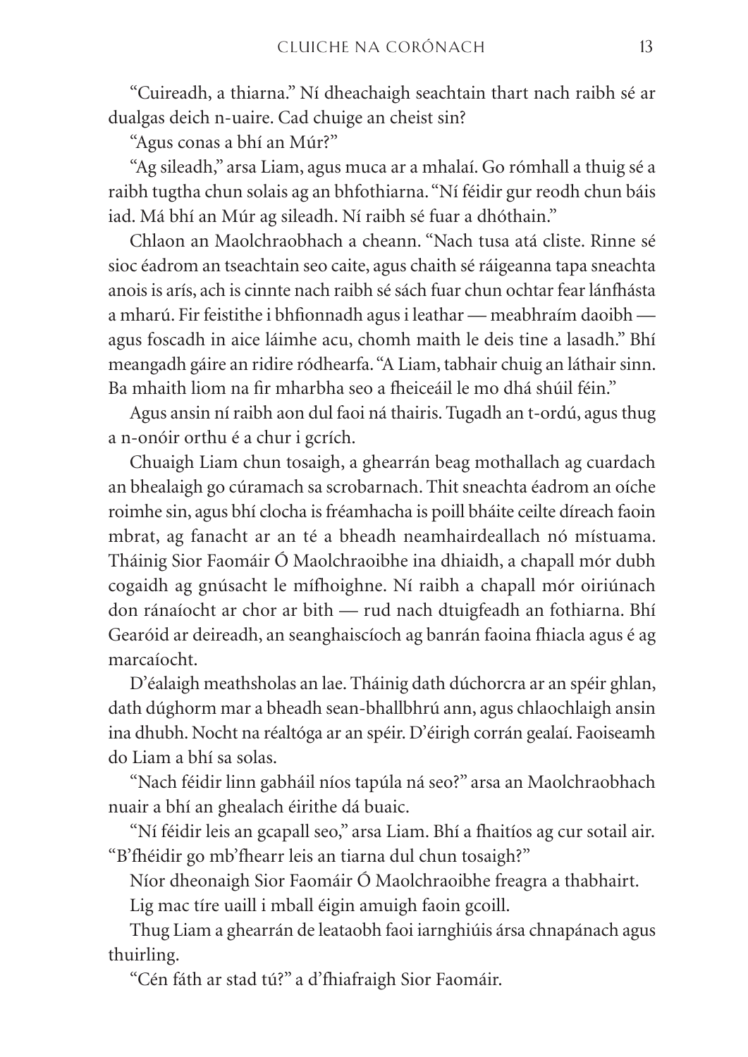"Cuireadh, a thiarna." Ní dheachaigh seachtain thart nach raibh sé ar dualgas deich n-uaire. Cad chuige an cheist sin?

"Agus conas a bhí an Múr?"

"Ag sileadh," arsa Liam, agus muca ar a mhalaí. Go rómhall a thuig sé a raibh tugtha chun solais ag an bhfothiarna. "Ní féidir gur reodh chun báis iad. Má bhí an Múr ag sileadh. Ní raibh sé fuar a dhóthain."

Chlaon an Maolchraobhach a cheann. "Nach tusa atá cliste. Rinne sé sioc éadrom an tseachtain seo caite, agus chaith sé ráigeanna tapa sneachta anois is arís, ach is cinnte nach raibh sé sách fuar chun ochtar fear lánfhásta a mharú. Fir feistithe i bhfionnadh agus i leathar — meabhraím daoibh — agus foscadh in aice láimhe acu, chomh maith le deis tine a lasadh." Bhí meangadh gáire an ridire ródhearfa. "A Liam, tabhair chuig an láthair sinn. Ba mhaith liom na fir mharbha seo a fheiceáil le mo dhá shúil féin."

Agus ansin ní raibh aon dul faoi ná thairis. Tugadh an t-ordú, agus thug a n-onóir orthu é a chur i gcrích.

Chuaigh Liam chun tosaigh, a ghearrán beag mothallach ag cuardach an bhealaigh go cúramach sa scrobarnach. Thit sneachta éadrom an oíche roimhe sin, agus bhí clocha is fréamhacha is poill bháite ceilte díreach faoin mbrat, ag fanacht ar an té a bheadh neamhairdeallach nó místuama. Tháinig Sior Faomáir Ó Maolchraoibhe ina dhiaidh, a chapall mór dubh cogaidh ag gnúsacht le mífhoighne. Ní raibh a chapall mór oiriúnach don ránaíocht ar chor ar bith — rud nach dtuigfeadh an fothiarna. Bhí Gearóid ar deireadh, an seanghaiscíoch ag banrán faoina fhiacla agus é ag marcaíocht.

D'éalaigh meathsholas an lae. Tháinig dath dúchorcra ar an spéir ghlan, dath dúghorm mar a bheadh sean-bhallbhrú ann, agus chlaochlaigh ansin ina dhubh. Nocht na réaltóga ar an spéir. D'éirigh corrán gealaí. Faoiseamh do Liam a bhí sa solas.

"Nach féidir linn gabháil níos tapúla ná seo?" arsa an Maolchraobhach nuair a bhí an ghealach éirithe dá buaic.

"Ní féidir leis an gcapall seo," arsa Liam. Bhí a fhaitíos ag cur sotail air. "B'fhéidir go mb'fhearr leis an tiarna dul chun tosaigh?"

Níor dheonaigh Sior Faomáir Ó Maolchraoibhe freagra a thabhairt.

Lig mac tíre uaill i mball éigin amuigh faoin gcoill.

Thug Liam a ghearrán de leataobh faoi iarnghiúis ársa chnapánach agus thuirling.

"Cén fáth ar stad tú?" a d'fhiafraigh Sior Faomáir.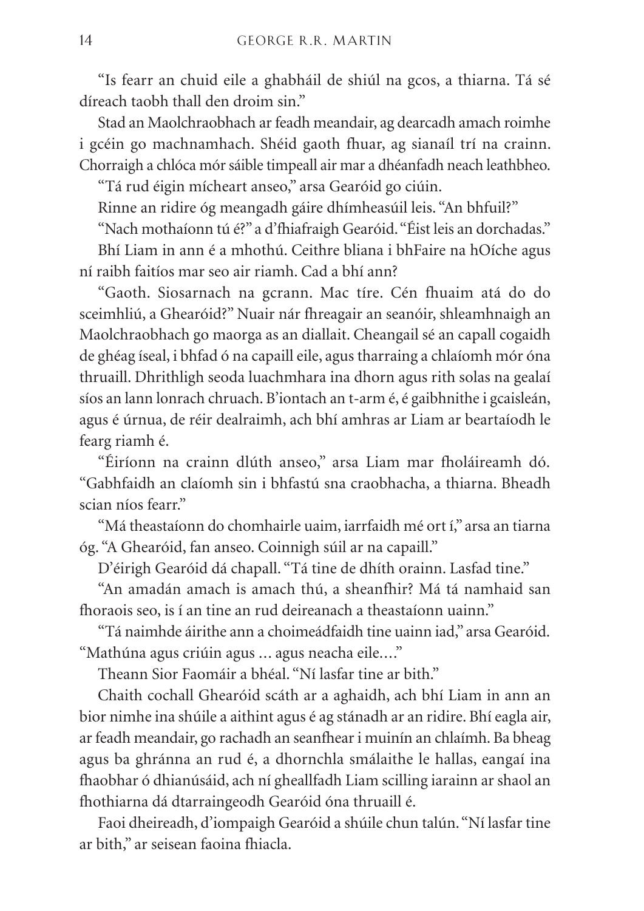"Is fearr an chuid eile a ghabháil de shiúl na gcos, a thiarna. Tá sé díreach taobh thall den droim sin."

Stad an Maolchraobhach ar feadh meandair, ag dearcadh amach roimhe i gcéin go machnamhach. Shéid gaoth fhuar, ag sianaíl trí na crainn. Chorraigh a chlóca mór sáible timpeall air mar a dhéanfadh neach leathbheo.

"Tá rud éigin mícheart anseo," arsa Gearóid go ciúin.

Rinne an ridire óg meangadh gáire dhímheasúil leis. "An bhfuil?"

"Nach mothaíonn tú é?" a d'fhiafraigh Gearóid. "Éist leis an dorchadas."

Bhí Liam in ann é a mhothú. Ceithre bliana i bhFaire na hOíche agus ní raibh faitíos mar seo air riamh. Cad a bhí ann?

"Gaoth. Siosarnach na gcrann. Mac tíre. Cén fhuaim atá do do sceimhliú, a Ghearóid?" Nuair nár fhreagair an seanóir, shleamhnaigh an Maolchraobhach go maorga as an diallait. Cheangail sé an capall cogaidh de ghéag íseal, i bhfad ó na capaill eile, agus tharraing a chlaíomh mór óna thruaill. Dhrithligh seoda luachmhara ina dhorn agus rith solas na gealaí síos an lann lonrach chruach. B'iontach an t-arm é, é gaibhnithe i gcaisleán, agus é úrnua, de réir dealraimh, ach bhí amhras ar Liam ar beartaíodh le fearg riamh é.

"Éiríonn na crainn dlúth anseo," arsa Liam mar fholáireamh dó. "Gabhfaidh an claíomh sin i bhfastú sna craobhacha, a thiarna. Bheadh scian níos fearr."

"Má theastaíonn do chomhairle uaim, iarrfaidh mé ort í," arsa an tiarna óg. "A Ghearóid, fan anseo. Coinnigh súil ar na capaill."

D'éirigh Gearóid dá chapall. "Tá tine de dhíth orainn. Lasfad tine."

"An amadán amach is amach thú, a sheanfhir? Má tá namhaid san fhoraois seo, is í an tine an rud deireanach a theastaíonn uainn."

"Tá naimhde áirithe ann a choimeádfaidh tine uainn iad," arsa Gearóid. "Mathúna agus criúin agus … agus neacha eile.…"

Theann Sior Faomáir a bhéal. "Ní lasfar tine ar bith."

Chaith cochall Ghearóid scáth ar a aghaidh, ach bhí Liam in ann an bior nimhe ina shúile a aithint agus é ag stánadh ar an ridire. Bhí eagla air, ar feadh meandair, go rachadh an seanfhear i muinín an chlaímh. Ba bheag agus ba ghránna an rud é, a dhornchla smálaithe le hallas, eangaí ina fhaobhar ó dhianúsáid, ach ní gheallfadh Liam scilling iarainn ar shaol an fhothiarna dá dtarraingeodh Gearóid óna thruaill é.

Faoi dheireadh, d'iompaigh Gearóid a shúile chun talún. "Ní lasfar tine ar bith," ar seisean faoina fhiacla.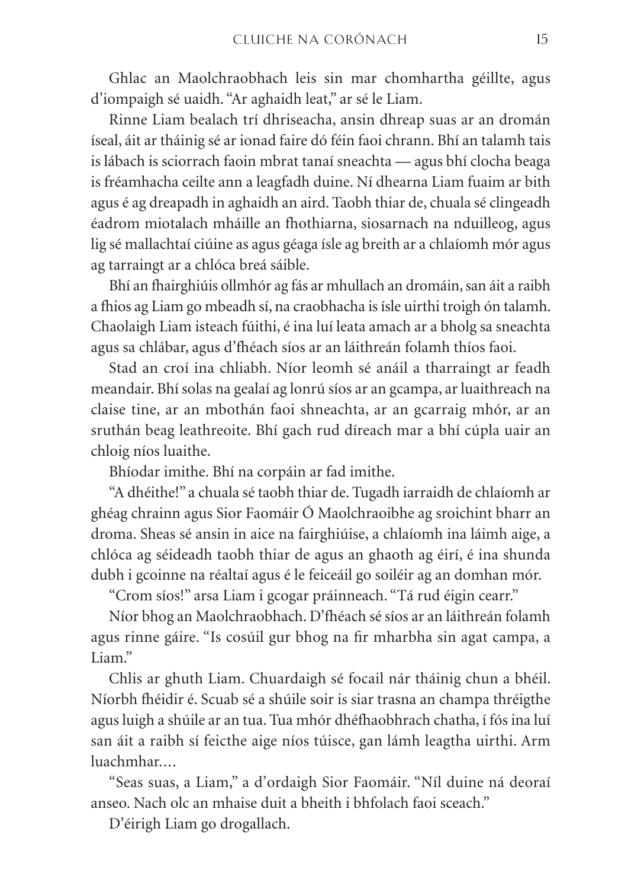Ghlac an Maolchraobhach leis sin mar chomhartha géillte, agus d'iompaigh sé uaidh. "Ar aghaidh leat," ar sé le Liam.

Rinne Liam bealach trí dhriseacha, ansin dhreap suas ar an dromán íseal, áit ar tháinig sé ar ionad faire dó féin faoi chrann. Bhí an talamh tais is lábach is sciorrach faoin mbrat tanaí sneachta — agus bhí clocha beaga is fréamhacha ceilte ann a leagfadh duine. Ní dhearna Liam fuaim ar bith agus é ag dreapadh in aghaidh an aird. Taobh thiar de, chuala sé clingeadh éadrom miotalach mháille an fhothiarna, siosarnach na nduilleog, agus lig sé mallachtaí ciúine as agus géaga ísle ag breith ar a chlaíomh mór agus ag tarraingt ar a chlóca breá sáible.

Bhí an fhairghiúis ollmhór ag fás ar mhullach an dromáin, san áit a raibh a fhios ag Liam go mbeadh sí, na craobhacha is ísle uirthi troigh ón talamh. Chaolaigh Liam isteach fúithi, é ina luí leata amach ar a bholg sa sneachta agus sa chlábar, agus d'fhéach síos ar an láithreán folamh thíos faoi.

Stad an croí ina chliabh. Níor leomh sé anáil a tharraingt ar feadh meandair. Bhí solas na gealaí ag lonrú síos ar an gcampa, ar luaithreach na claise tine, ar an mbothán faoi shneachta, ar an gcarraig mhór, ar an sruthán beag leathreoite. Bhí gach rud díreach mar a bhí cúpla uair an chloig níos luaithe.

Bhíodar imithe. Bhí na corpáin ar fad imithe.

"A dhéithe!" a chuala sé taobh thiar de. Tugadh iarraidh de chlaíomh ar ghéag chrainn agus Sior Faomáir Ó Maolchraoibhe ag sroichint bharr an droma. Sheas sé ansin in aice na fairghiúise, a chlaíomh ina láimh aige, a chlóca ag séideadh taobh thiar de agus an ghaoth ag éirí, é ina shunda dubh i gcoinne na réaltaí agus é le feiceáil go soiléir ag an domhan mór.

"Crom síos!" arsa Liam i gcogar práinneach. "Tá rud éigin cearr."

Níor bhog an Maolchraobhach. D'fhéach sé síos ar an láithreán folamh agus rinne gáire. "Is cosúil gur bhog na fir mharbha sin agat campa, a Liam."

Chlis ar ghuth Liam. Chuardaigh sé focail nár tháinig chun a bhéil. Níorbh fhéidir é. Scuab sé a shúile soir is siar trasna an champa thréigthe agus luigh a shúile ar an tua. Tua mhór dhéfhaobhrach chatha, í fós ina luí san áit a raibh sí feicthe aige níos túisce, gan lámh leagtha uirthi. Arm luachmhar....

"Seas suas, a Liam," a d'ordaigh Sior Faomáir. "Níl duine ná deoraí anseo. Nach olc an mhaise duit a bheith i bhfolach faoi sceach."

D'éirigh Liam go drogallach.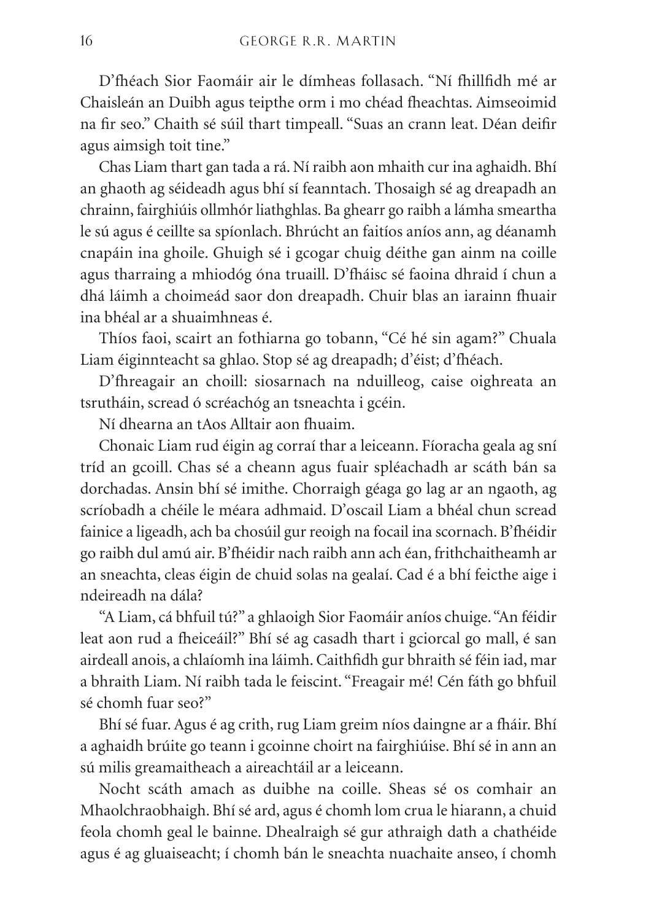D'fhéach Sior Faomáir air le dímheas follasach. "Ní fhillfidh mé ar Chaisleán an Duibh agus teipthe orm i mo chéad fheachtas. Aimseoimid na fir seo." Chaith sé súil thart timpeall. "Suas an crann leat. Déan deifir agus aimsigh toit tine."

Chas Liam thart gan tada a rá. Ní raibh aon mhaith cur ina aghaidh. Bhí an ghaoth ag séideadh agus bhí sí feanntach. Thosaigh sé ag dreapadh an chrainn, fairghiúis ollmhór liathghlas. Ba ghearr go raibh a lámha smeartha le sú agus é ceillte sa spíonlach. Bhrúcht an faitíos aníos ann, ag déanamh cnapáin ina ghoile. Ghuigh sé i gcogar chuig déithe gan ainm na coille agus tharraing a mhiodóg óna truaill. D'fháisc sé faoina dhraid í chun a dhá láimh a choimeád saor don dreapadh. Chuir blas an iarainn fhuair ina bhéal ar a shuaimhneas é.

Thíos faoi, scairt an fothiarna go tobann, "Cé hé sin agam?" Chuala Liam éiginnteacht sa ghlao. Stop sé ag dreapadh; d'éist; d'fhéach.

D'fhreagair an choill: siosarnach na nduilleog, caise oighreata an tsrutháin, scread ó scréachóg an tsneachta i gcéin.

Ní dhearna an tAos Alltair aon fhuaim.

Chonaic Liam rud éigin ag corraí thar a leiceann. Fíoracha geala ag sní tríd an gcoill. Chas sé a cheann agus fuair spléachadh ar scáth bán sa dorchadas. Ansin bhí sé imithe. Chorraigh géaga go lag ar an ngaoth, ag scríobadh a chéile le méara adhmaid. D'oscail Liam a bhéal chun scread fainice a ligeadh, ach ba chosúil gur reoigh na focail ina scornach. B'fhéidir go raibh dul amú air. B'fhéidir nach raibh ann ach éan, frithchaitheamh ar an sneachta, cleas éigin de chuid solas na gealaí. Cad é a bhí feicthe aige i ndeireadh na dála?

"A Liam, cá bhfuil tú?" a ghlaoigh Sior Faomáir aníos chuige. "An féidir leat aon rud a fheiceáil?" Bhí sé ag casadh thart i gciorcal go mall, é san airdeall anois, a chlaíomh ina láimh. Caithfidh gur bhraith sé féin iad, mar a bhraith Liam. Ní raibh tada le feiscint. "Freagair mé! Cén fáth go bhfuil sé chomh fuar seo?"

Bhí sé fuar. Agus é ag crith, rug Liam greim níos daingne ar a fháir. Bhí a aghaidh brúite go teann i gcoinne choirt na fairghiúise. Bhí sé in ann an sú milis greamaitheach a aireachtáil ar a leiceann.

Nocht scáth amach as duibhe na coille. Sheas sé os comhair an Mhaolchraobhaigh. Bhí sé ard, agus é chomh lom crua le hiarann, a chuid feola chomh geal le bainne. Dhealraigh sé gur athraigh dath a chathéide agus é ag gluaiseacht; í chomh bán le sneachta nuachaite anseo, í chomh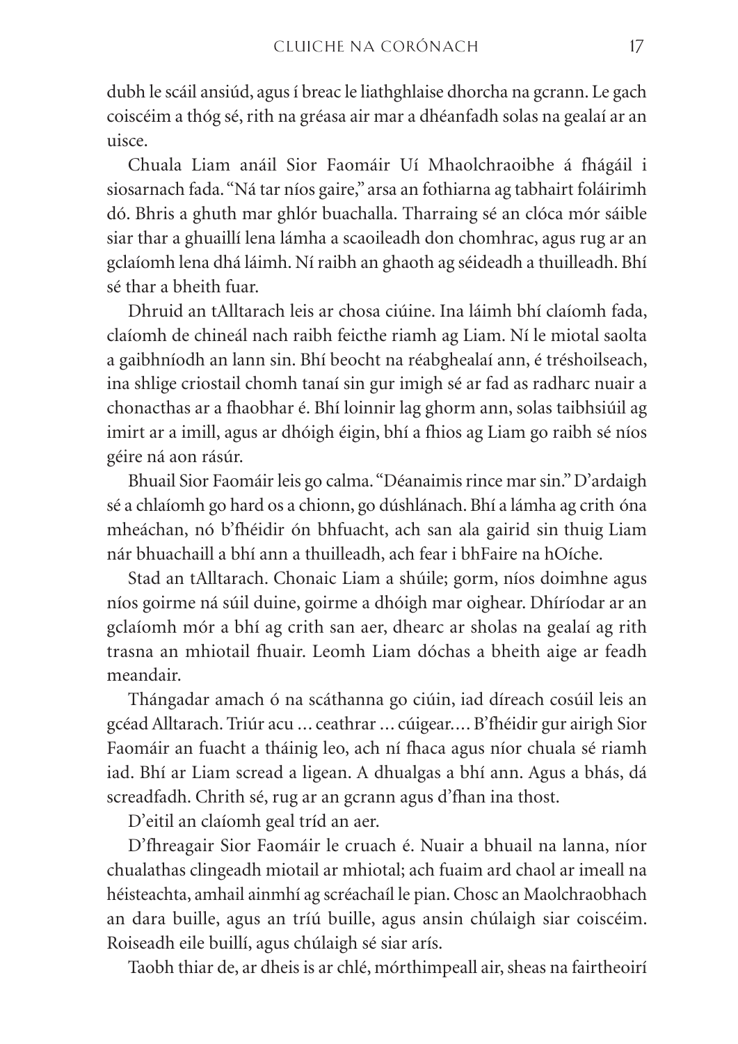dubh le scáil ansiúd, agus í breac le liathghlaise dhorcha na gcrann. Le gach coiscéim a thóg sé, rith na gréasa air mar a dhéanfadh solas na gealaí ar an uisce.

Chuala Liam anáil Sior Faomáir Uí Mhaolchraoibhe á fhágáil i siosarnach fada. "Ná tar níos gaire," arsa an fothiarna ag tabhairt foláirimh dó. Bhris a ghuth mar ghlór buachalla. Tharraing sé an clóca mór sáible siar thar a ghuaillí lena lámha a scaoileadh don chomhrac, agus rug ar an gclaíomh lena dhá láimh. Ní raibh an ghaoth ag séideadh a thuilleadh. Bhí sé thar a bheith fuar.

Dhruid an tAlltarach leis ar chosa ciúine. Ina láimh bhí claíomh fada, claíomh de chineál nach raibh feicthe riamh ag Liam. Ní le miotal saolta a gaibhníodh an lann sin. Bhí beocht na réabghealaí ann, é tréshoilseach, ina shlige criostail chomh tanaí sin gur imigh sé ar fad as radharc nuair a chonacthas ar a fhaobhar é. Bhí loinnir lag ghorm ann, solas taibhsiúil ag imirt ar a imill, agus ar dhóigh éigin, bhí a fhios ag Liam go raibh sé níos géire ná aon rásúr.

Bhuail Sior Faomáir leis go calma. "Déanaimis rince mar sin." D'ardaigh sé a chlaíomh go hard os a chionn, go dúshlánach. Bhí a lámha ag crith óna mheáchan, nó b'fhéidir ón bhfuacht, ach san ala gairid sin thuig Liam nár bhuachaill a bhí ann a thuilleadh, ach fear i bhFaire na hOíche.

Stad an tAlltarach. Chonaic Liam a shúile; gorm, níos doimhne agus níos goirme ná súil duine, goirme a dhóigh mar oighear. Dhíríodar ar an gclaíomh mór a bhí ag crith san aer, dhearc ar sholas na gealaí ag rith trasna an mhiotail fhuair. Leomh Liam dóchas a bheith aige ar feadh meandair.

Thángadar amach ó na scáthanna go ciúin, iad díreach cosúil leis an gcéad Alltarach. Triúr acu … ceathrar … cúigear.… B'fhéidir gur airigh Sior Faomáir an fuacht a tháinig leo, ach ní fhaca agus níor chuala sé riamh iad. Bhí ar Liam scread a ligean. A dhualgas a bhí ann. Agus a bhás, dá screadfadh. Chrith sé, rug ar an gcrann agus d'fhan ina thost.

D'eitil an claíomh geal tríd an aer.

D'fhreagair Sior Faomáir le cruach é. Nuair a bhuail na lanna, níor chualathas clingeadh miotail ar mhiotal; ach fuaim ard chaol ar imeall na héisteachta, amhail ainmhí ag scréachaíl le pian. Chosc an Maolchraobhach an dara buille, agus an tríú buille, agus ansin chúlaigh siar coiscéim. Roiseadh eile buillí, agus chúlaigh sé siar arís.

Taobh thiar de, ar dheis is ar chlé, mórthimpeall air, sheas na fairtheoirí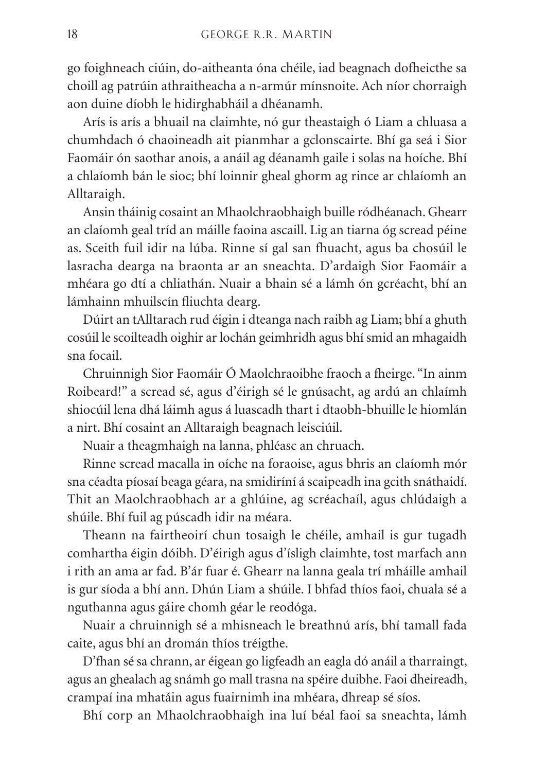go foighneach ciúin, do-aitheanta óna chéile, iad beagnach dofheicthe sa choill ag patrúin athraitheacha a n-armúr mínsnoite. Ach níor chorraigh aon duine díobh le hidirghabháil a dhéanamh.

Arís is arís a bhuail na claimhte, nó gur theastaigh ó Liam a chluasa a chumhdach ó chaoineadh ait pianmhar a gclonscairte. Bhí ga seá i Sior Faomáir ón saothar anois, a anáil ag déanamh gaile i solas na hoíche. Bhí a chlaíomh bán le sioc; bhí loinnir gheal ghorm ag rince ar chlaíomh an Alltaraigh.

Ansin tháinig cosaint an Mhaolchraobhaigh buille ródhéanach. Ghearr an claíomh geal tríd an máille faoina ascaill. Lig an tiarna óg scread péine as. Sceith fuil idir na lúba. Rinne sí gal san fhuacht, agus ba chosúil le lasracha dearga na braonta ar an sneachta. D'ardaigh Sior Faomáir a mhéara go dtí a chliathán. Nuair a bhain sé a lámh ón gcréacht, bhí an lámhainn mhuilscín fliuchta dearg.

Dúirt an tAlltarach rud éigin i dteanga nach raibh ag Liam; bhí a ghuth cosúil le scoilteadh oighir ar lochán geimhridh agus bhí smid an mhagaidh sna focail.

Chruinnigh Sior Faomáir Ó Maolchraoibhe fraoch a fheirge. "In ainm Roibeard!" a scread sé, agus d'éirigh sé le gnúsacht, ag ardú an chlaímh shiocúil lena dhá láimh agus á luascadh thart i dtaobh-bhuille le hiomlán a nirt. Bhí cosaint an Alltaraigh beagnach leisciúil.

Nuair a theagmhaigh na lanna, phléasc an chruach.

Rinne scread macalla in oíche na foraoise, agus bhris an claíomh mór sna céadta píosaí beaga géara, na smidiríní á scaipeadh ina gcith snáthaidí. Thit an Maolchraobhach ar a ghlúine, ag scréachaíl, agus chlúdaigh a shúile. Bhí fuil ag púscadh idir na méara.

Theann na fairtheoirí chun tosaigh le chéile, amhail is gur tugadh comhartha éigin dóibh. D'éirigh agus d'ísligh claimhte, tost marfach ann i rith an ama ar fad. B'ár fuar é. Ghearr na lanna geala trí mháille amhail is gur síoda a bhí ann. Dhún Liam a shúile. I bhfad thíos faoi, chuala sé a nguthanna agus gáire chomh géar le reodóga.

Nuair a chruinnigh sé a mhisneach le breathnú arís, bhí tamall fada caite, agus bhí an dromán thíos tréigthe.

D'fhan sé sa chrann, ar éigean go ligfeadh an eagla dó anáil a tharraingt, agus an ghealach ag snámh go mall trasna na spéire duibhe. Faoi dheireadh, crampaí ina mhatáin agus fuairnimh ina mhéara, dhreap sé síos.

Bhí corp an Mhaolchraobhaigh ina luí béal faoi sa sneachta, lámh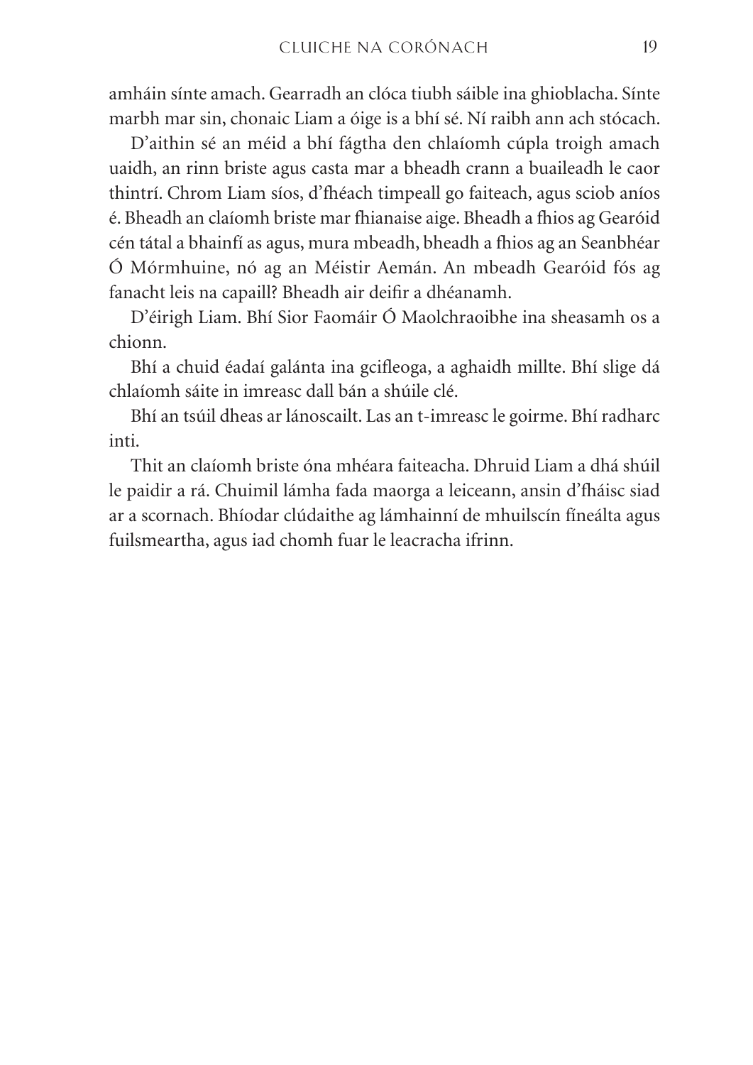amháin sínte amach. Gearradh an clóca tiubh sáible ina ghioblacha. Sínte marbh mar sin, chonaic Liam a óige is a bhí sé. Ní raibh ann ach stócach.

D'aithin sé an méid a bhí fágtha den chlaíomh cúpla troigh amach uaidh, an rinn briste agus casta mar a bheadh crann a buaileadh le caor thintrí. Chrom Liam síos, d'fhéach timpeall go faiteach, agus sciob aníos é. Bheadh an claíomh briste mar fhianaise aige. Bheadh a fhios ag Gearóid cén tátal a bhainfí as agus, mura mbeadh, bheadh a fhios ag an Seanbhéar Ó Mórmhuine, nó ag an Méistir Aemán. An mbeadh Gearóid fós ag fanacht leis na capaill? Bheadh air deifir a dhéanamh.

D'éirigh Liam. Bhí Sior Faomáir Ó Maolchraoibhe ina sheasamh os a chionn.

Bhí a chuid éadaí galánta ina gcifleoga, a aghaidh millte. Bhí slige dá chlaíomh sáite in imreasc dall bán a shúile clé.

Bhí an tsúil dheas ar lánoscailt. Las an t-imreasc le goirme. Bhí radharc inti.

Thit an claíomh briste óna mhéara faiteacha. Dhruid Liam a dhá shúil le paidir a rá. Chuimil lámha fada maorga a leiceann, ansin d'fháisc siad ar a scornach. Bhíodar clúdaithe ag lámhainní de mhuilscín fíneálta agus fuilsmeartha, agus iad chomh fuar le leacracha ifrinn.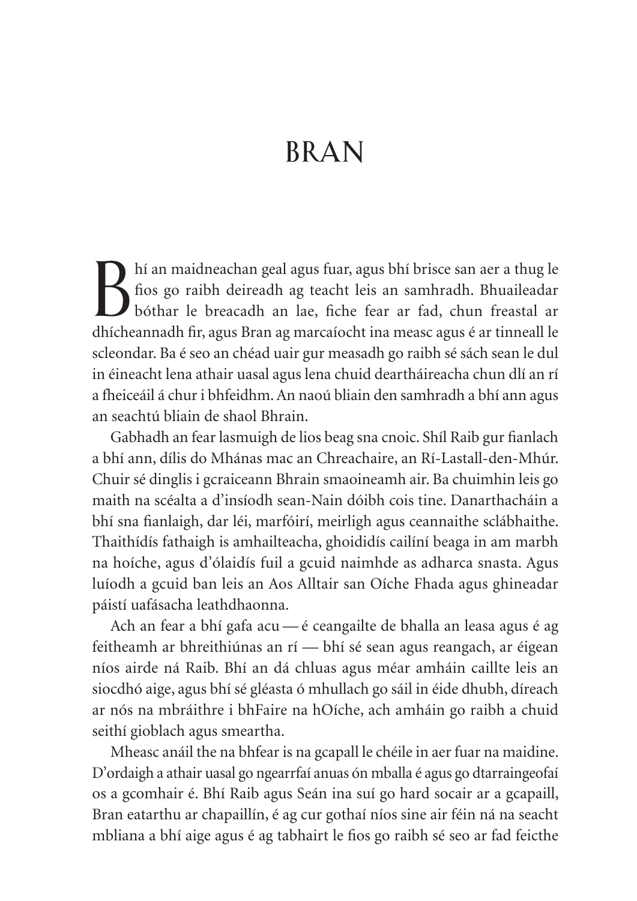# BRAN

Bhí an maidneachan geal agus fuar, agus bhí brisce san aer a thug le fios go raibh deireadh ag teacht leis an samhradh. Bhuaileadar bóthar le breacadh an lae, fiche fear ar fad, chun freastal ar dhícheannadh fir, agus Bran ag marcaíocht ina measc agus é ar tinneall le scleondar. Ba é seo an chéad uair gur measadh go raibh sé sách sean le dul in éineacht lena athair uasal agus lena chuid deartháireacha chun dlí an rí a fheiceáil á chur i bhfeidhm. An naoú bliain den samhradh a bhí ann agus an seachtú bliain de shaol Bhrain.

Gabhadh an fear lasmuigh de lios beag sna cnoic. Shíl Raib gur fianlach a bhí ann, dílis do Mhánas mac an Chreachaire, an Rí-Lastall-den-Mhúr. Chuir sé dinglis i gcraiceann Bhrain smaoineamh air. Ba chuimhin leis go maith na scéalta a d'insíodh sean-Nain dóibh cois tine. Danarthacháin a bhí sna fianlaigh, dar léi, marfóirí, meirligh agus ceannaithe sclábhaithe. Thaithídís fathaigh is amhailteacha, ghoididís cailíní beaga in am marbh na hoíche, agus d'ólaidís fuil a gcuid naimhde as adharca snasta. Agus luíodh a gcuid ban leis an Aos Alltair san Oíche Fhada agus ghineadar páistí uafásacha leathdhaonna.

Ach an fear a bhí gafa acu — é ceangailte de bhalla an leasa agus é ag feitheamh ar bhreithiúnas an rí — bhí sé sean agus reangach, ar éigean níos airde ná Raib. Bhí an dá chluas agus méar amháin caillte leis an siocdhó aige, agus bhí sé gléasta ó mhullach go sáil in éide dhubh, díreach ar nós na mbráithre i bhFaire na hOíche, ach amháin go raibh a chuid seithí gioblach agus smeartha.

Mheasc anáil the na bhfear is na gcapall le chéile in aer fuar na maidine. D'ordaigh a athair uasal go ngearrfaí anuas ón mballa é agus go dtarraingeofaí os a gcomhair é. Bhí Raib agus Seán ina suí go hard socair ar a gcapaill, Bran eatarthu ar chapaillín, é ag cur gothaí níos sine air féin ná na seacht mbliana a bhí aige agus é ag tabhairt le fios go raibh sé seo ar fad feicthe